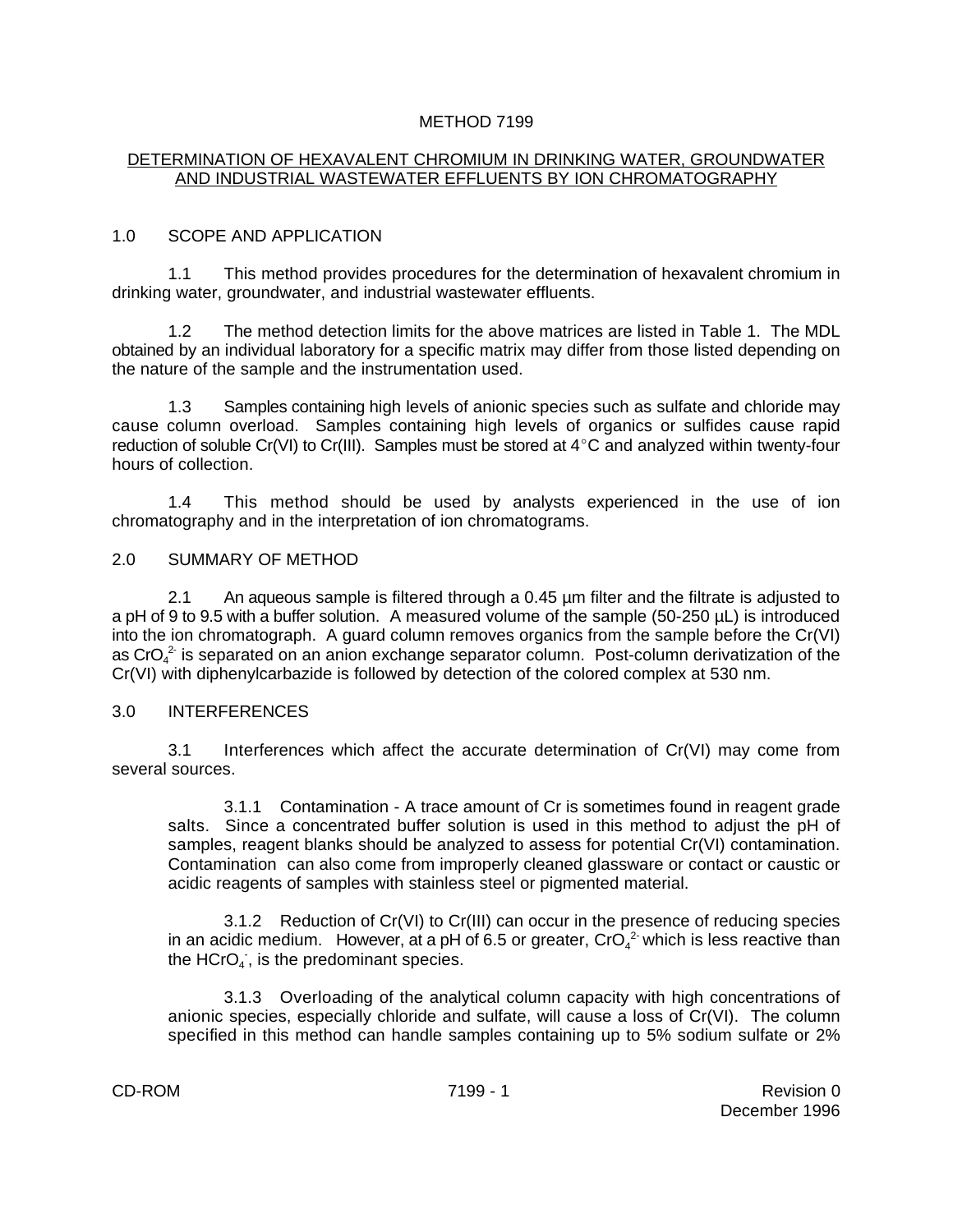# METHOD 7199

## DETERMINATION OF HEXAVALENT CHROMIUM IN DRINKING WATER, GROUNDWATER AND INDUSTRIAL WASTEWATER EFFLUENTS BY ION CHROMATOGRAPHY

### 1.0 SCOPE AND APPLICATION

1.1 This method provides procedures for the determination of hexavalent chromium in drinking water, groundwater, and industrial wastewater effluents.

1.2 The method detection limits for the above matrices are listed in Table 1. The MDL obtained by an individual laboratory for a specific matrix may differ from those listed depending on the nature of the sample and the instrumentation used.

1.3 Samples containing high levels of anionic species such as sulfate and chloride may cause column overload. Samples containing high levels of organics or sulfides cause rapid reduction of soluble Cr(VI) to Cr(III). Samples must be stored at 4°C and analyzed within twenty-four hours of collection.

1.4 This method should be used by analysts experienced in the use of ion chromatography and in the interpretation of ion chromatograms.

### 2.0 SUMMARY OF METHOD

2.1 An aqueous sample is filtered through a 0.45 µm filter and the filtrate is adjusted to a pH of 9 to 9.5 with a buffer solution. A measured volume of the sample (50-250 µL) is introduced into the ion chromatograph. A guard column removes organics from the sample before the Cr(VI) as $CrO_4^{2-}$ is separated on an anion exchange separator column. Post-column derivatization of the Cr(VI) with diphenylcarbazide is followed by detection of the colored complex at 530 nm.

### 3.0 INTERFERENCES

3.1 Interferences which affect the accurate determination of Cr(VI) may come from several sources.

3.1.1 Contamination - A trace amount of Cr is sometimes found in reagent grade salts. Since a concentrated buffer solution is used in this method to adjust the pH of samples, reagent blanks should be analyzed to assess for potential Cr(VI) contamination. Contamination can also come from improperly cleaned glassware or contact or caustic or acidic reagents of samples with stainless steel or pigmented material.

3.1.2 Reduction of Cr(VI) to Cr(III) can occur in the presence of reducing species in an acidic medium. However, at a pH of 6.5 or greater, $CrO_4^{2-}$ which is less reactive than the $HCrO_4^{-}$, is the predominant species.

3.1.3 Overloading of the analytical column capacity with high concentrations of anionic species, especially chloride and sulfate, will cause a loss of Cr(VI). The column specified in this method can handle samples containing up to 5% sodium sulfate or 2%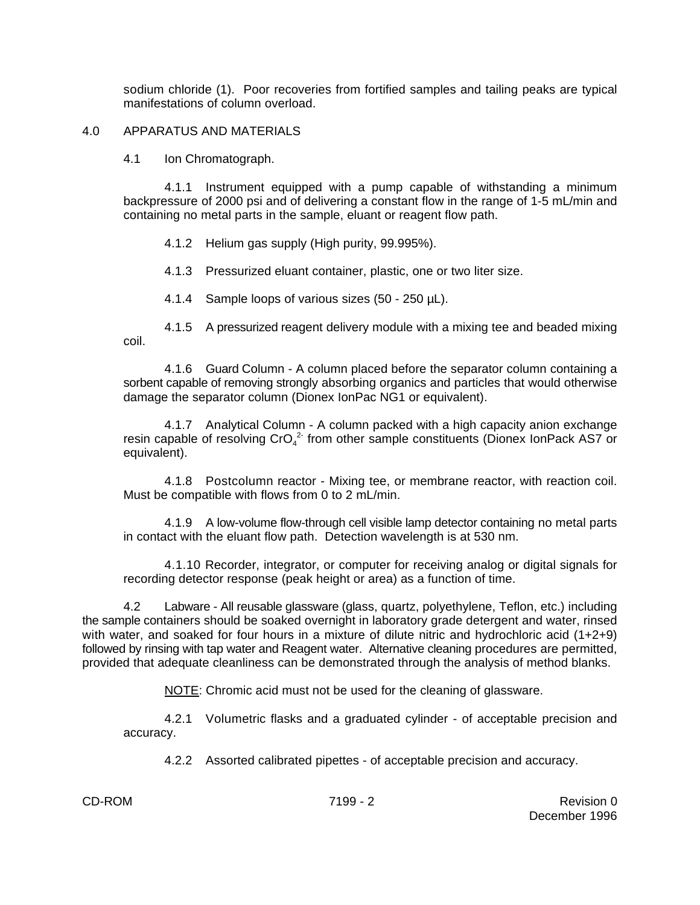sodium chloride (1). Poor recoveries from fortified samples and tailing peaks are typical manifestations of column overload.

## 4.0 APPARATUS AND MATERIALS

### 4.1 Ion Chromatograph.

4.1.1 Instrument equipped with a pump capable of withstanding a minimum backpressure of 2000 psi and of delivering a constant flow in the range of 1-5 mL/min and containing no metal parts in the sample, eluant or reagent flow path.

4.1.2 Helium gas supply (High purity, 99.995%).

4.1.3 Pressurized eluant container, plastic, one or two liter size.

4.1.4 Sample loops of various sizes (50 - 250 µL).

4.1.5 A pressurized reagent delivery module with a mixing tee and beaded mixing coil.

4.1.6 Guard Column - A column placed before the separator column containing a sorbent capable of removing strongly absorbing organics and particles that would otherwise damage the separator column (Dionex IonPac NG1 or equivalent).

4.1.7 Analytical Column - A column packed with a high capacity anion exchange resin capable of resolving $CrO_4^{2-}$ from other sample constituents (Dionex IonPack AS7 or equivalent).

4.1.8 Postcolumn reactor - Mixing tee, or membrane reactor, with reaction coil. Must be compatible with flows from 0 to 2 mL/min.

4.1.9 A low-volume flow-through cell visible lamp detector containing no metal parts in contact with the eluant flow path. Detection wavelength is at 530 nm.

4.1.10 Recorder, integrator, or computer for receiving analog or digital signals for recording detector response (peak height or area) as a function of time.

### 4.2 Labware

4.2 Labware - All reusable glassware (glass, quartz, polyethylene, Teflon, etc.) including the sample containers should be soaked overnight in laboratory grade detergent and water, rinsed with water, and soaked for four hours in a mixture of dilute nitric and hydrochloric acid (1+2+9) followed by rinsing with tap water and Reagent water. Alternative cleaning procedures are permitted, provided that adequate cleanliness can be demonstrated through the analysis of method blanks.

NOTE: Chromic acid must not be used for the cleaning of glassware.

4.2.1 Volumetric flasks and a graduated cylinder - of acceptable precision and accuracy.

4.2.2 Assorted calibrated pipettes - of acceptable precision and accuracy.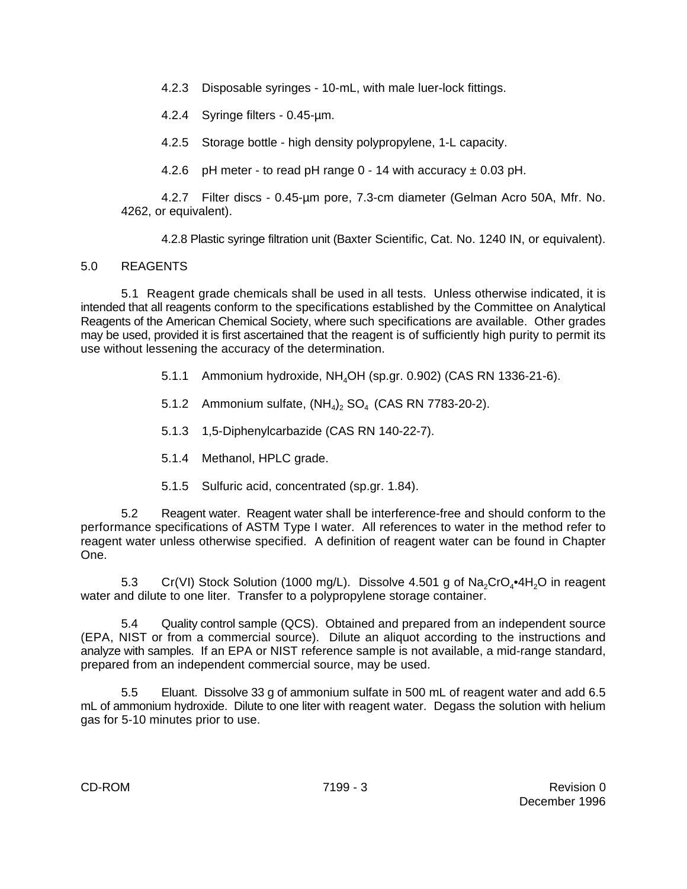4.2.3 Disposable syringes - 10-mL, with male luer-lock fittings.

4.2.4 Syringe filters - 0.45-µm.

4.2.5 Storage bottle - high density polypropylene, 1-L capacity.

4.2.6 pH meter - to read pH range 0 - 14 with accuracy ± 0.03 pH.

4.2.7 Filter discs - 0.45-µm pore, 7.3-cm diameter (Gelman Acro 50A, Mfr. No. 4262, or equivalent).

4.2.8 Plastic syringe filtration unit (Baxter Scientific, Cat. No. 1240 IN, or equivalent).

## 5.0 REAGENTS

5.1 Reagent grade chemicals shall be used in all tests. Unless otherwise indicated, it is intended that all reagents conform to the specifications established by the Committee on Analytical Reagents of the American Chemical Society, where such specifications are available. Other grades may be used, provided it is first ascertained that the reagent is of sufficiently high purity to permit its use without lessening the accuracy of the determination.

5.1.1 Ammonium hydroxide, $NH_4OH$ (sp.gr. 0.902) (CAS RN 1336-21-6).

5.1.2 Ammonium sulfate, $(NH_4)_2SO_4$ (CAS RN 7783-20-2).

5.1.3 1,5-Diphenylcarbazide (CAS RN 140-22-7).

5.1.4 Methanol, HPLC grade.

5.1.5 Sulfuric acid, concentrated (sp.gr. 1.84).

5.2 Reagent water. Reagent water shall be interference-free and should conform to the performance specifications of ASTM Type I water. All references to water in the method refer to reagent water unless otherwise specified. A definition of reagent water can be found in Chapter One.

5.3 Cr(VI) Stock Solution (1000 mg/L). Dissolve 4.501 g of $Na_2CrO_4 \bullet 4H_2O$ in reagent water and dilute to one liter. Transfer to a polypropylene storage container.

5.4 Quality control sample (QCS). Obtained and prepared from an independent source (EPA, NIST or from a commercial source). Dilute an aliquot according to the instructions and analyze with samples. If an EPA or NIST reference sample is not available, a mid-range standard, prepared from an independent commercial source, may be used.

5.5 Eluant. Dissolve 33 g of ammonium sulfate in 500 mL of reagent water and add 6.5 mL of ammonium hydroxide. Dilute to one liter with reagent water. Degass the solution with helium gas for 5-10 minutes prior to use.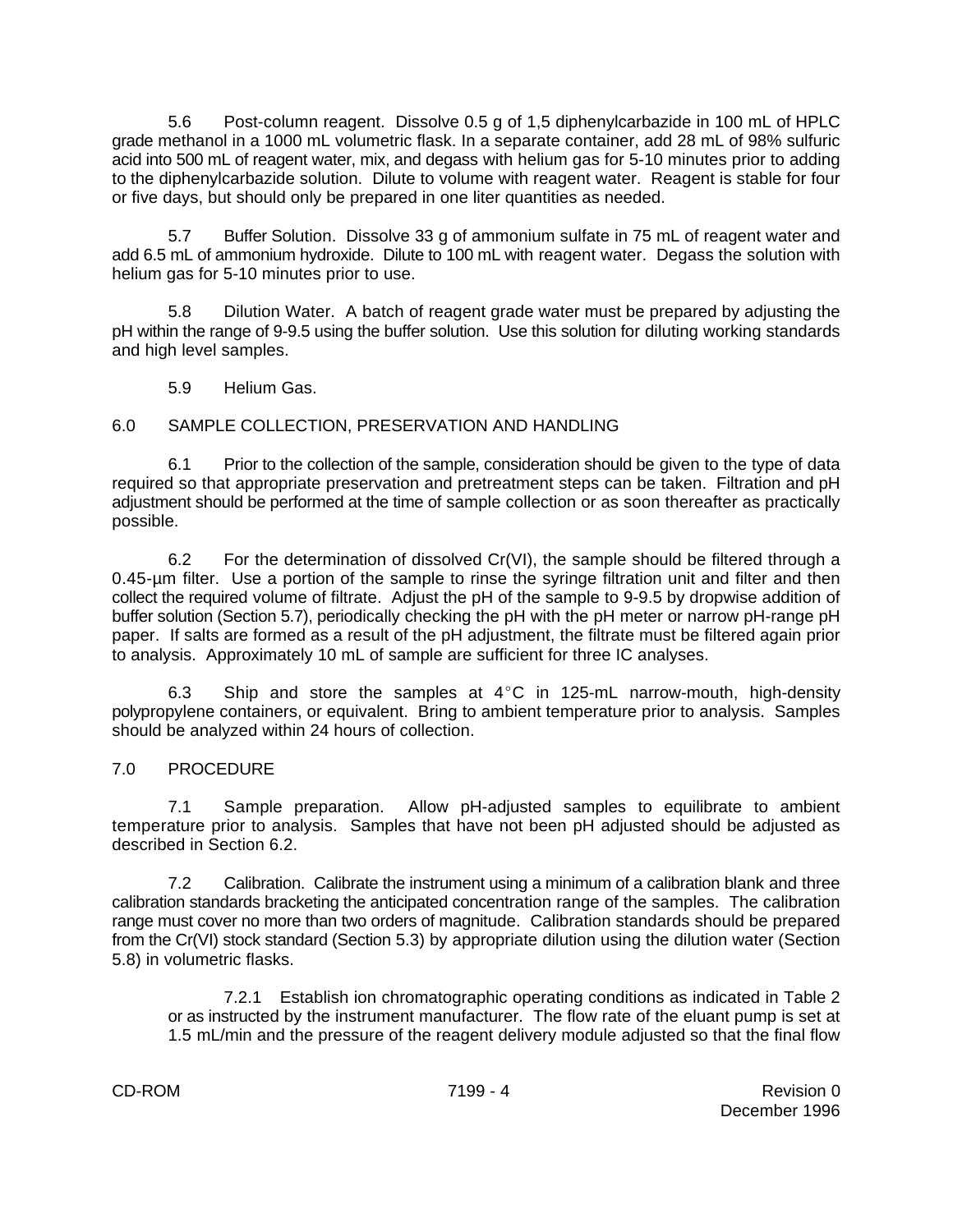5.6 Post-column reagent. Dissolve 0.5 g of 1,5 diphenylcarbazide in 100 mL of HPLC grade methanol in a 1000 mL volumetric flask. In a separate container, add 28 mL of 98% sulfuric acid into 500 mL of reagent water, mix, and degass with helium gas for 5-10 minutes prior to adding to the diphenylcarbazide solution. Dilute to volume with reagent water. Reagent is stable for four or five days, but should only be prepared in one liter quantities as needed.

5.7 Buffer Solution. Dissolve 33 g of ammonium sulfate in 75 mL of reagent water and add 6.5 mL of ammonium hydroxide. Dilute to 100 mL with reagent water. Degass the solution with helium gas for 5-10 minutes prior to use.

5.8 Dilution Water. A batch of reagent grade water must be prepared by adjusting the pH within the range of 9-9.5 using the buffer solution. Use this solution for diluting working standards and high level samples.

5.9 Helium Gas.

## 6.0 SAMPLE COLLECTION, PRESERVATION AND HANDLING

6.1 Prior to the collection of the sample, consideration should be given to the type of data required so that appropriate preservation and pretreatment steps can be taken. Filtration and pH adjustment should be performed at the time of sample collection or as soon thereafter as practically possible.

6.2 For the determination of dissolved Cr(VI), the sample should be filtered through a 0.45-µm filter. Use a portion of the sample to rinse the syringe filtration unit and filter and then collect the required volume of filtrate. Adjust the pH of the sample to 9-9.5 by dropwise addition of buffer solution (Section 5.7), periodically checking the pH with the pH meter or narrow pH-range pH paper. If salts are formed as a result of the pH adjustment, the filtrate must be filtered again prior to analysis. Approximately 10 mL of sample are sufficient for three IC analyses.

6.3 Ship and store the samples at 4°C in 125-mL narrow-mouth, high-density polypropylene containers, or equivalent. Bring to ambient temperature prior to analysis. Samples should be analyzed within 24 hours of collection.

## 7.0 PROCEDURE

7.1 Sample preparation. Allow pH-adjusted samples to equilibrate to ambient temperature prior to analysis. Samples that have not been pH adjusted should be adjusted as described in Section 6.2.

7.2 Calibration. Calibrate the instrument using a minimum of a calibration blank and three calibration standards bracketing the anticipated concentration range of the samples. The calibration range must cover no more than two orders of magnitude. Calibration standards should be prepared from the Cr(VI) stock standard (Section 5.3) by appropriate dilution using the dilution water (Section 5.8) in volumetric flasks.

7.2.1 Establish ion chromatographic operating conditions as indicated in Table 2 or as instructed by the instrument manufacturer. The flow rate of the eluant pump is set at 1.5 mL/min and the pressure of the reagent delivery module adjusted so that the final flow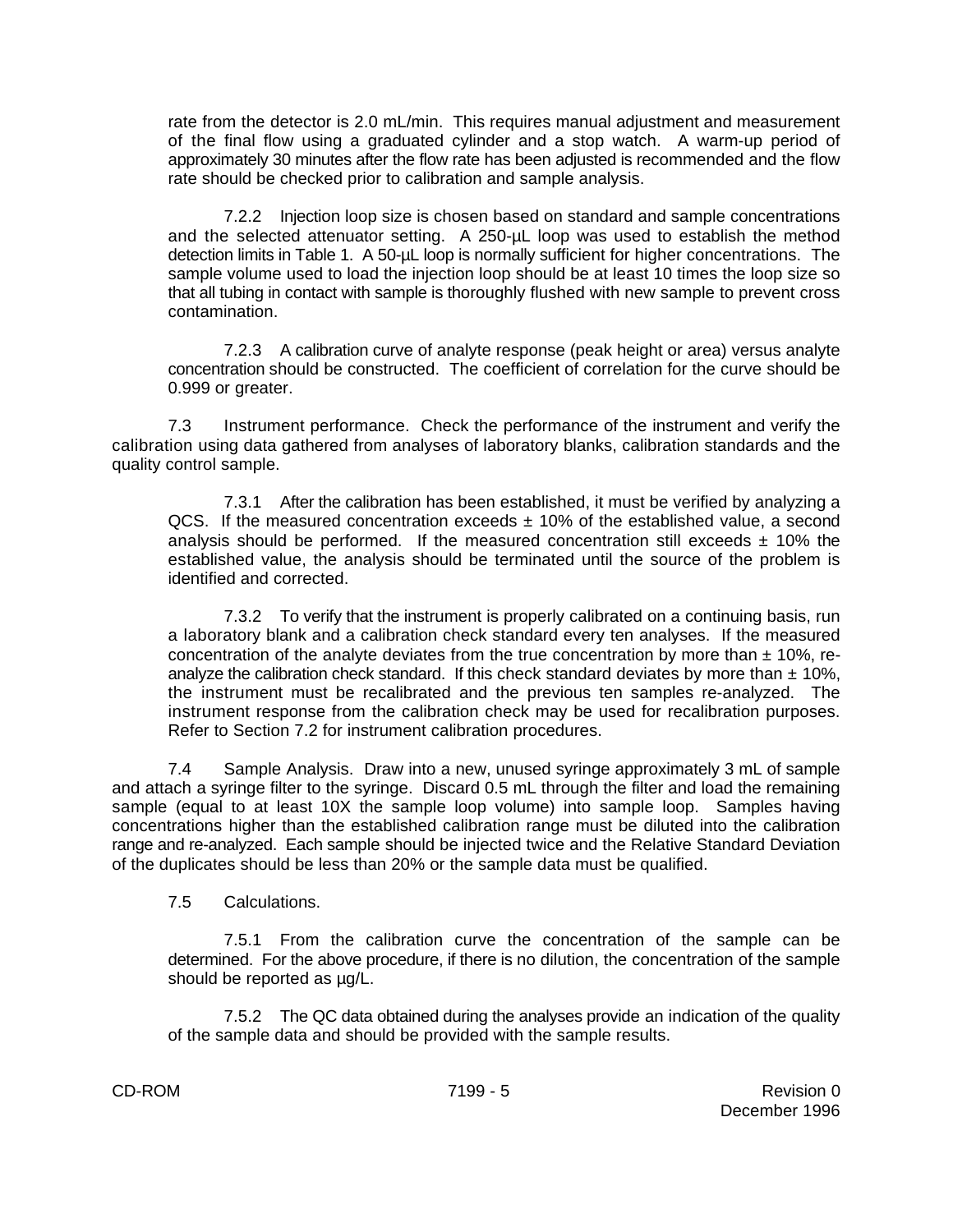rate from the detector is 2.0 mL/min. This requires manual adjustment and measurement of the final flow using a graduated cylinder and a stop watch. A warm-up period of approximately 30 minutes after the flow rate has been adjusted is recommended and the flow rate should be checked prior to calibration and sample analysis.

7.2.2 Injection loop size is chosen based on standard and sample concentrations and the selected attenuator setting. A 250-µL loop was used to establish the method detection limits in Table 1. A 50-µL loop is normally sufficient for higher concentrations. The sample volume used to load the injection loop should be at least 10 times the loop size so that all tubing in contact with sample is thoroughly flushed with new sample to prevent cross contamination.

7.2.3 A calibration curve of analyte response (peak height or area) versus analyte concentration should be constructed. The coefficient of correlation for the curve should be 0.999 or greater.

7.3 Instrument performance. Check the performance of the instrument and verify the calibration using data gathered from analyses of laboratory blanks, calibration standards and the quality control sample.

7.3.1 After the calibration has been established, it must be verified by analyzing a QCS. If the measured concentration exceeds ± 10% of the established value, a second analysis should be performed. If the measured concentration still exceeds ± 10% the established value, the analysis should be terminated until the source of the problem is identified and corrected.

7.3.2 To verify that the instrument is properly calibrated on a continuing basis, run a laboratory blank and a calibration check standard every ten analyses. If the measured concentration of the analyte deviates from the true concentration by more than ± 10%, re-analyze the calibration check standard. If this check standard deviates by more than ± 10%, the instrument must be recalibrated and the previous ten samples re-analyzed. The instrument response from the calibration check may be used for recalibration purposes. Refer to Section 7.2 for instrument calibration procedures.

7.4 Sample Analysis. Draw into a new, unused syringe approximately 3 mL of sample and attach a syringe filter to the syringe. Discard 0.5 mL through the filter and load the remaining sample (equal to at least 10X the sample loop volume) into sample loop. Samples having concentrations higher than the established calibration range must be diluted into the calibration range and re-analyzed. Each sample should be injected twice and the Relative Standard Deviation of the duplicates should be less than 20% or the sample data must be qualified.

7.5 Calculations.

7.5.1 From the calibration curve the concentration of the sample can be determined. For the above procedure, if there is no dilution, the concentration of the sample should be reported as µg/L.

7.5.2 The QC data obtained during the analyses provide an indication of the quality of the sample data and should be provided with the sample results.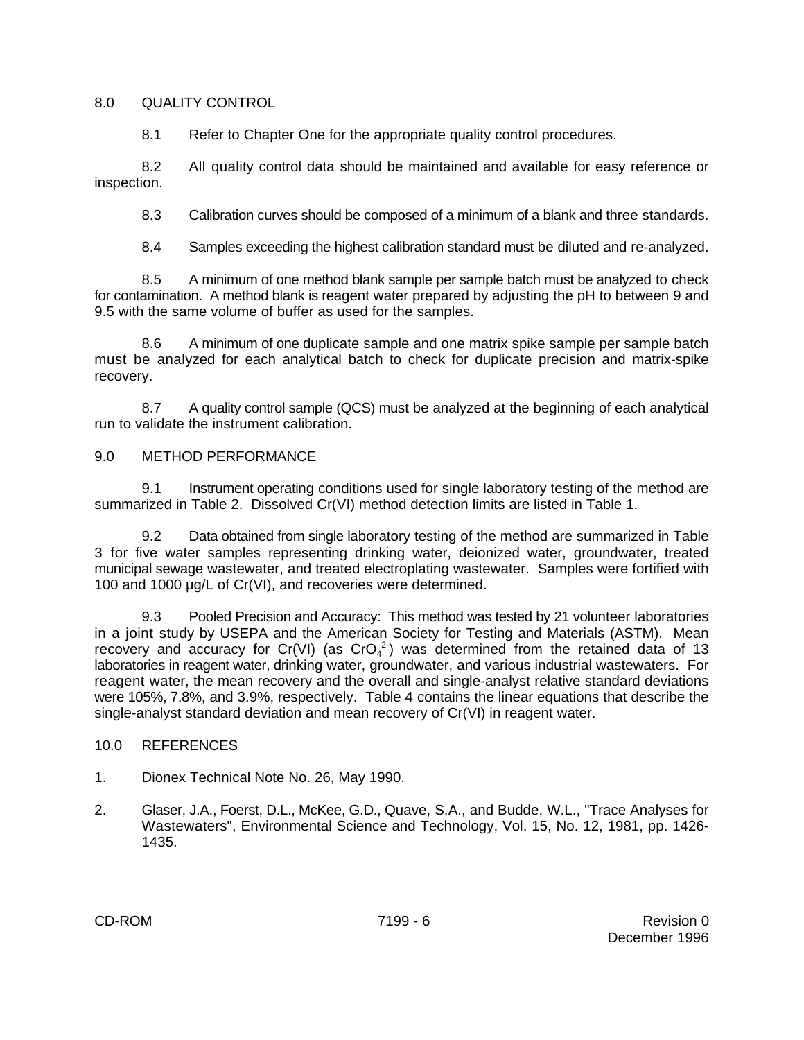## 8.0 QUALITY CONTROL

8.1 Refer to Chapter One for the appropriate quality control procedures.

8.2 All quality control data should be maintained and available for easy reference or inspection.

8.3 Calibration curves should be composed of a minimum of a blank and three standards.

8.4 Samples exceeding the highest calibration standard must be diluted and re-analyzed.

8.5 A minimum of one method blank sample per sample batch must be analyzed to check for contamination. A method blank is reagent water prepared by adjusting the pH to between 9 and 9.5 with the same volume of buffer as used for the samples.

8.6 A minimum of one duplicate sample and one matrix spike sample per sample batch must be analyzed for each analytical batch to check for duplicate precision and matrix-spike recovery.

8.7 A quality control sample (QCS) must be analyzed at the beginning of each analytical run to validate the instrument calibration.

## 9.0 METHOD PERFORMANCE

9.1 Instrument operating conditions used for single laboratory testing of the method are summarized in Table 2. Dissolved Cr(VI) method detection limits are listed in Table 1.

9.2 Data obtained from single laboratory testing of the method are summarized in Table 3 for five water samples representing drinking water, deionized water, groundwater, treated municipal sewage wastewater, and treated electroplating wastewater. Samples were fortified with 100 and 1000 µg/L of Cr(VI), and recoveries were determined.

9.3 Pooled Precision and Accuracy: This method was tested by 21 volunteer laboratories in a joint study by USEPA and the American Society for Testing and Materials (ASTM). Mean recovery and accuracy for Cr(VI) (as $CrO_4^{2-}$) was determined from the retained data of 13 laboratories in reagent water, drinking water, groundwater, and various industrial wastewaters. For reagent water, the mean recovery and the overall and single-analyst relative standard deviations were 105%, 7.8%, and 3.9%, respectively. Table 4 contains the linear equations that describe the single-analyst standard deviation and mean recovery of Cr(VI) in reagent water.

## 10.0 REFERENCES

1. Dionex Technical Note No. 26, May 1990.

2. Glaser, J.A., Foerst, D.L., McKee, G.D., Quave, S.A., and Budde, W.L., "Trace Analyses for Wastewaters", Environmental Science and Technology, Vol. 15, No. 12, 1981, pp. 1426-1435.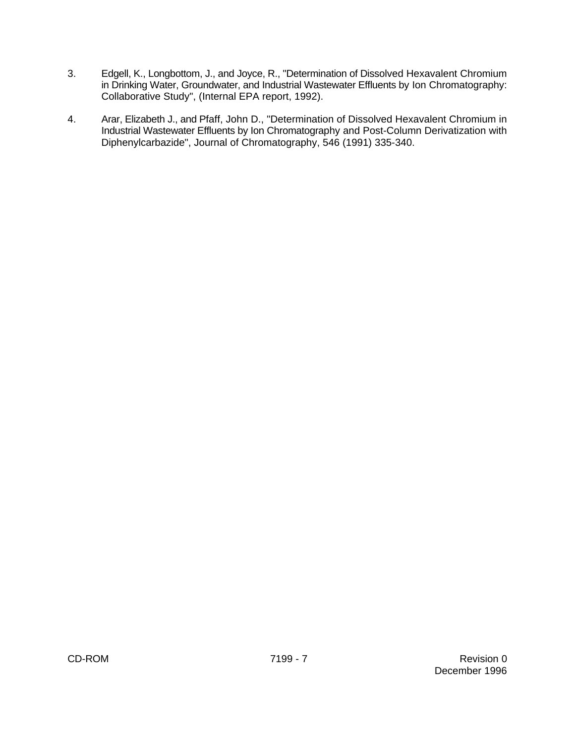3. Edgell, K., Longbottom, J., and Joyce, R., "Determination of Dissolved Hexavalent Chromium in Drinking Water, Groundwater, and Industrial Wastewater Effluents by Ion Chromatography: Collaborative Study", (Internal EPA report, 1992).

4. Arar, Elizabeth J., and Pfaff, John D., "Determination of Dissolved Hexavalent Chromium in Industrial Wastewater Effluents by Ion Chromatography and Post-Column Derivatization with Diphenylcarbazide", Journal of Chromatography, 546 (1991) 335-340.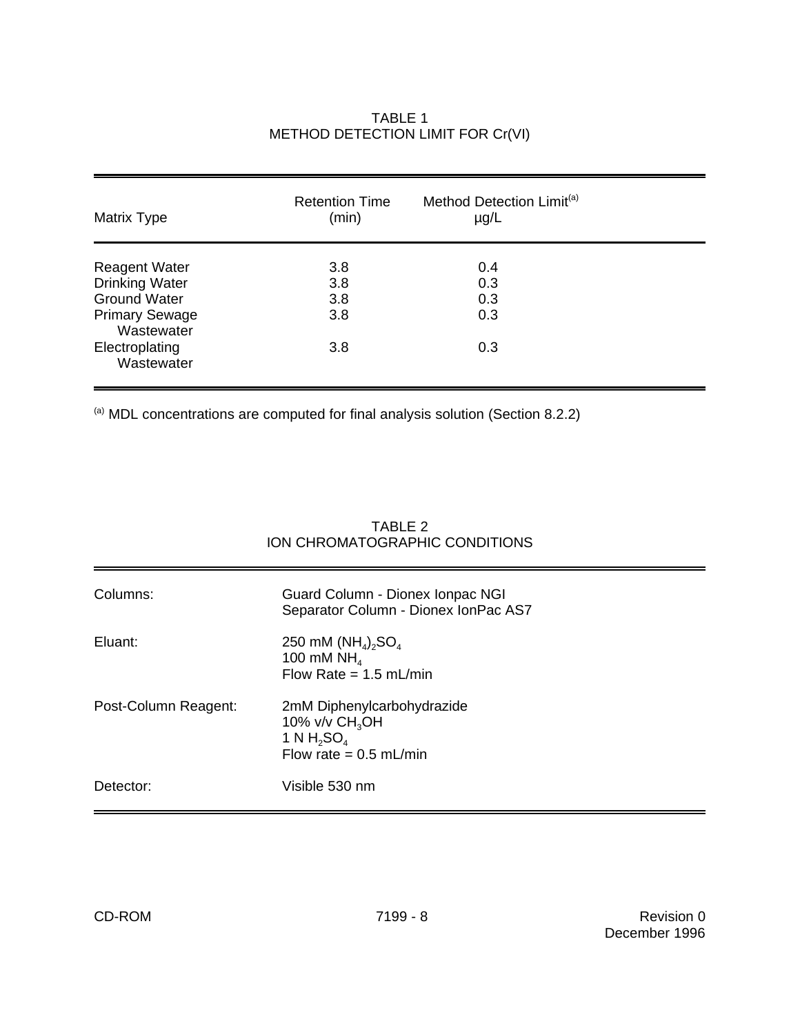TABLE 1
METHOD DETECTION LIMIT FOR Cr(VI)

| Matrix Type | Retention Time (min) | Method Detection Limit[(a)] µg/L |
|---|---|---|
| Reagent Water | 3.8 | 0.4 |
| Drinking Water | 3.8 | 0.3 |
| Ground Water | 3.8 | 0.3 |
| Primary Sewage Wastewater | 3.8 | 0.3 |
| Electroplating Wastewater | 3.8 | 0.3 |

[(a)] MDL concentrations are computed for final analysis solution (Section 8.2.2)

TABLE 2
ION CHROMATOGRAPHIC CONDITIONS

| | |
|---|---|
| Columns: | Guard Column - Dionex Ionpac NGI<br>Separator Column - Dionex IonPac AS7 |
| Eluant: | 250 mM $(NH_4)_2SO_4$<br>100 mM $NH_4$<br>Flow Rate = 1.5 mL/min |
| Post-Column Reagent: | 2mM Diphenylcarbohydrazide<br>10% v/v $CH_3OH$<br>1 N $H_2SO_4$<br>Flow rate = 0.5 mL/min |
| Detector: | Visible 530 nm |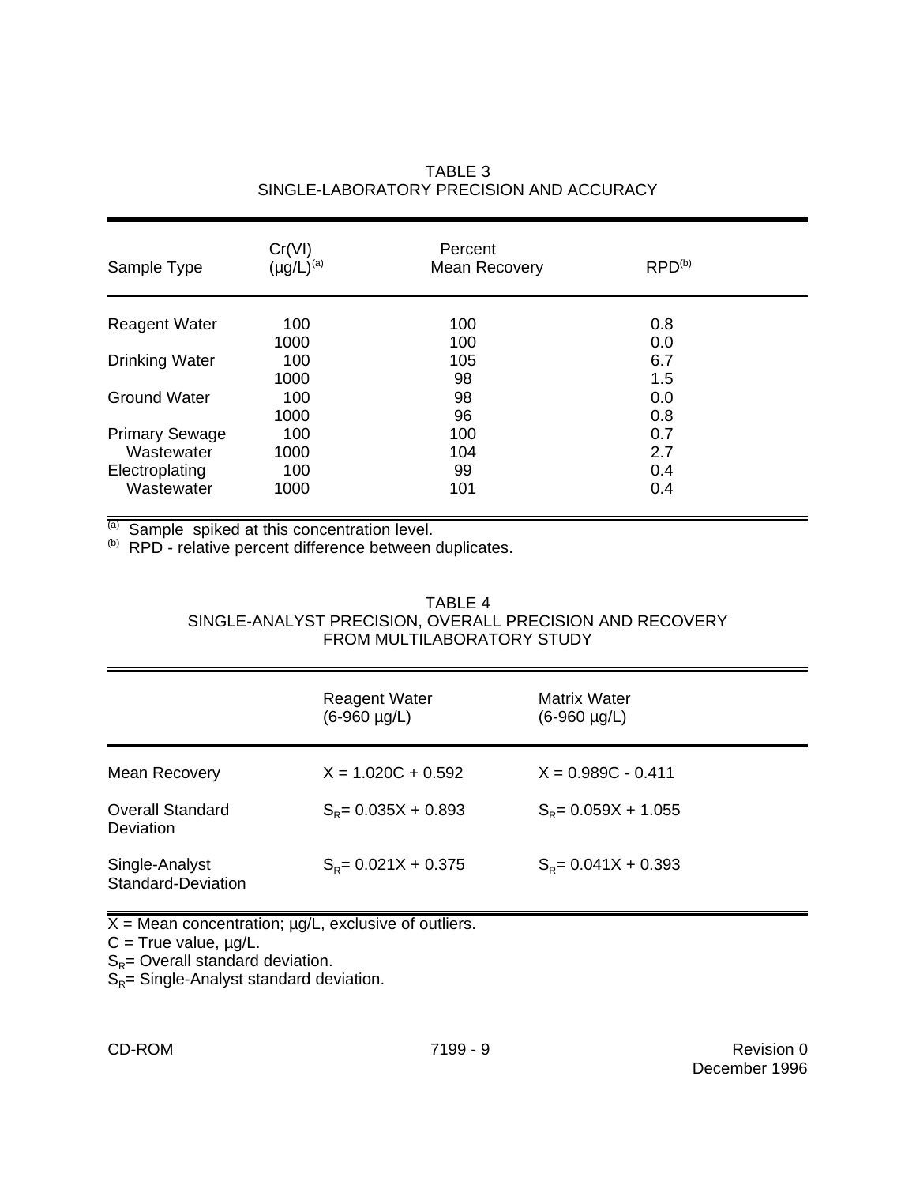TABLE 3
SINGLE-LABORATORY PRECISION AND ACCURACY

| Sample Type | Cr(VI) (μg/L)[(a)] | Percent Mean Recovery | RPD[(b)] |
|---|---|---|---|
| Reagent Water | 100 | 100 | 0.8 |
| | 1000 | 100 | 0.0 |
| Drinking Water | 100 | 105 | 6.7 |
| | 1000 | 98 | 1.5 |
| Ground Water | 100 | 98 | 0.0 |
| | 1000 | 96 | 0.8 |
| Primary Sewage | 100 | 100 | 0.7 |
| Wastewater | 1000 | 104 | 2.7 |
| Electroplating | 100 | 99 | 0.4 |
| Wastewater | 1000 | 101 | 0.4 |

[(a)] Sample spiked at this concentration level.
[(b)] RPD - relative percent difference between duplicates.

TABLE 4
SINGLE-ANALYST PRECISION, OVERALL PRECISION AND RECOVERY
FROM MULTILABORATORY STUDY

| | Reagent Water (6-960 μg/L) | Matrix Water (6-960 μg/L) |
|---|---|---|
| Mean Recovery | $X = 1.020C + 0.592$ | $X = 0.989C - 0.411$ |
| Overall Standard Deviation | $S_R = 0.035X + 0.893$ | $S_R = 0.059X + 1.055$ |
| Single-Analyst Standard-Deviation | $S_R = 0.021X + 0.375$ | $S_R = 0.041X + 0.393$ |

X = Mean concentration; μg/L, exclusive of outliers.
C = True value, μg/L.
$S_R$ = Overall standard deviation.
$S_R$ = Single-Analyst standard deviation.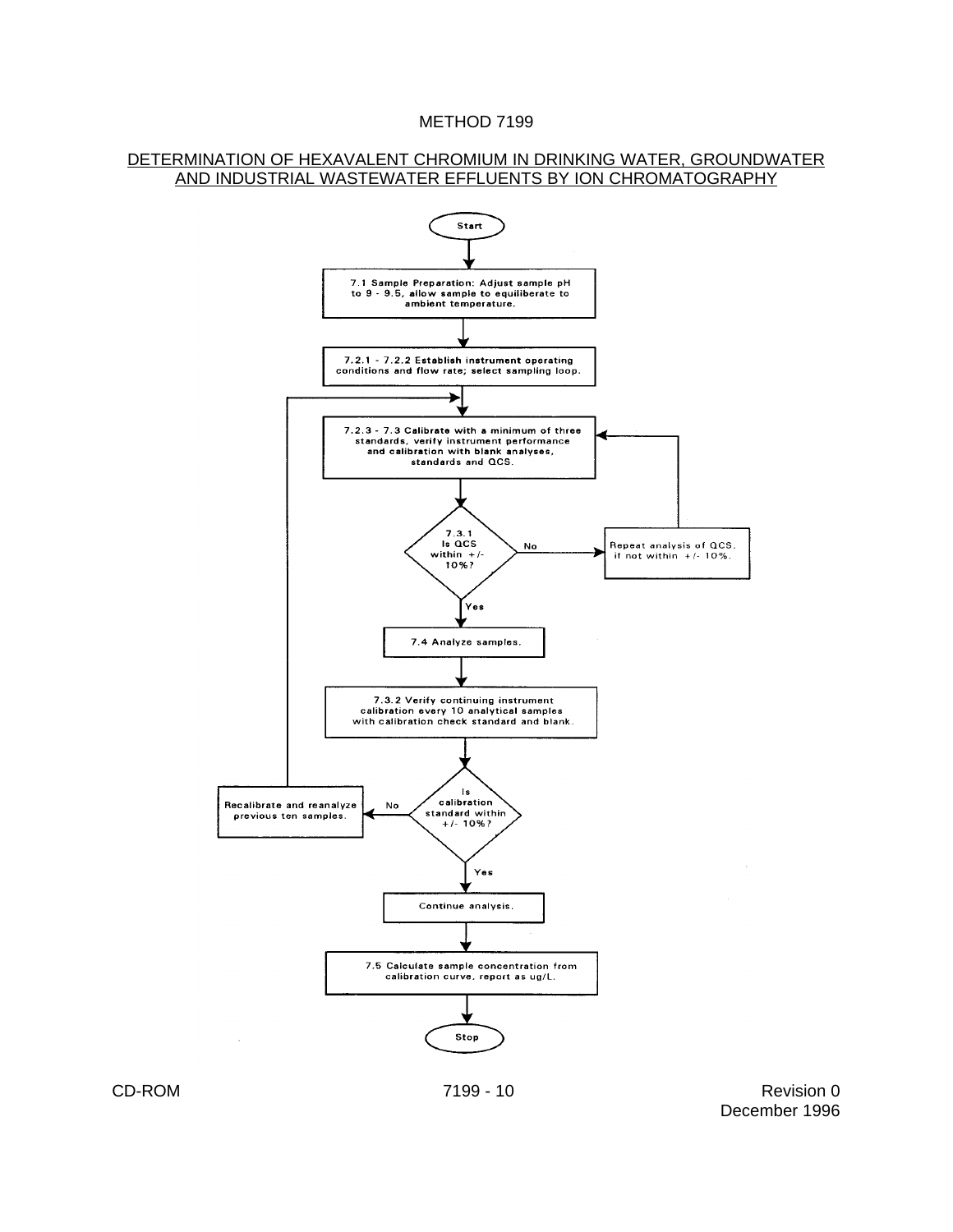METHOD 7199

DETERMINATION OF HEXAVALENT CHROMIUM IN DRINKING WATER, GROUNDWATER AND INDUSTRIAL WASTEWATER EFFLUENTS BY ION CHROMATOGRAPHY

Start

7.1 Sample Preparation: Adjust sample pH to 9 - 9.5, allow sample to equiliberate to ambient temperature.

7.2.1 - 7.2.2 Establish instrument operating conditions and flow rate; select sampling loop.

7.2.3 - 7.3 Calibrate with a minimum of three standards, verify instrument performance and calibration with blank analyses, standards and QCS.

7.3.1 Is QCS within +/- 10%?

No

Repeat analysis of QCS, if not within +/- 10%.

Yes

7.4 Analyze samples.

7.3.2 Verify continuing instrument calibration every 10 analytical samples with calibration check standard and blank.

Is calibration standard within +/- 10%?

No

Recalibrate and reanalyze previous ten samples.

Yes

Continue analysis.

7.5 Calculate sample concentration from calibration curve, report as ug/L.

Stop